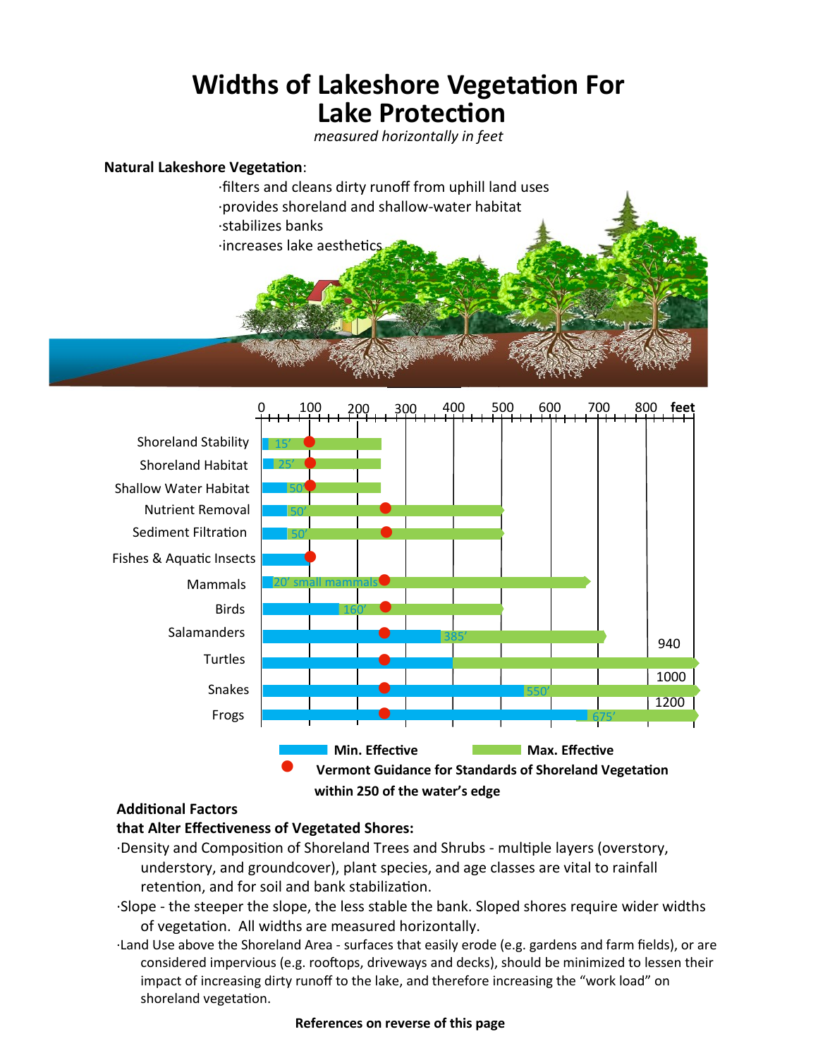# Widths of Lakeshore Vegetation For Lake Protection

*measured horizontally in feet*

**Natural Lakeshore Vegetation**:

- filters and cleans dirty runoff from uphill land uses
- provides shoreland and shallow-water habitat
- stabilizes banks
- increases lake aesthetics

| Category | Min. Effective (labeled) | Max. Effective (labeled) |
|---|---|---|
| Shoreland Stability | 15' | |
| Shoreland Habitat | 25' | |
| Shallow Water Habitat | 50' | |
| Nutrient Removal | 50' | |
| Sediment Filtration | 50' | |
| Fishes & Aquatic Insects | | |
| Mammals | 20' small mammals | |
| Birds | 160' | |
| Salamanders | 385' | |
| Turtles | | 940 |
| Snakes | 550' | 1000 |
| Frogs | 675' | 1200 |

Min. Effective | Max. Effective

● Vermont Guidance for Standards of Shoreland Vegetation within 250 of the water's edge

**Additional Factors that Alter Effectiveness of Vegetated Shores:**

- Density and Composition of Shoreland Trees and Shrubs - multiple layers (overstory, understory, and groundcover), plant species, and age classes are vital to rainfall retention, and for soil and bank stabilization.
- Slope - the steeper the slope, the less stable the bank. Sloped shores require wider widths of vegetation. All widths are measured horizontally.
- Land Use above the Shoreland Area - surfaces that easily erode (e.g. gardens and farm fields), or are considered impervious (e.g. rooftops, driveways and decks), should be minimized to lessen their impact of increasing dirty runoff to the lake, and therefore increasing the "work load" on shoreland vegetation.

**References on reverse of this page**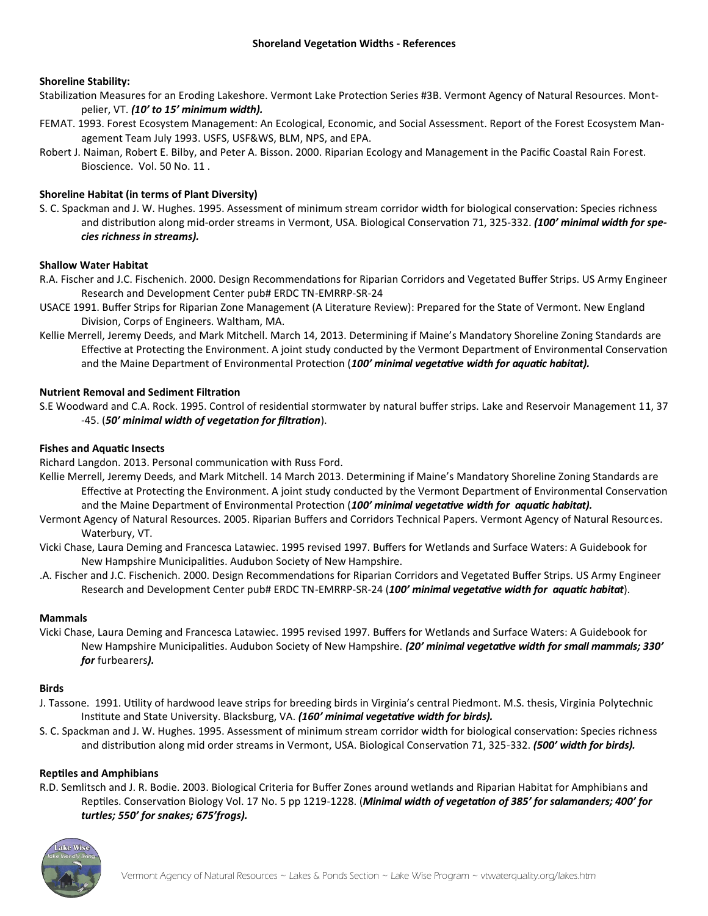## Shoreland Vegetation Widths - References

### Shoreline Stability:

Stabilization Measures for an Eroding Lakeshore. Vermont Lake Protection Series #3B. Vermont Agency of Natural Resources. Montpelier, VT. ***(10' to 15' minimum width).***

FEMAT. 1993. Forest Ecosystem Management: An Ecological, Economic, and Social Assessment. Report of the Forest Ecosystem Management Team July 1993. USFS, USF&WS, BLM, NPS, and EPA.

Robert J. Naiman, Robert E. Bilby, and Peter A. Bisson. 2000. Riparian Ecology and Management in the Pacific Coastal Rain Forest. Bioscience. Vol. 50 No. 11 .

### Shoreline Habitat (in terms of Plant Diversity)

S. C. Spackman and J. W. Hughes. 1995. Assessment of minimum stream corridor width for biological conservation: Species richness and distribution along mid-order streams in Vermont, USA. Biological Conservation 71, 325-332. ***(100' minimal width for species richness in streams).***

### Shallow Water Habitat

R.A. Fischer and J.C. Fischenich. 2000. Design Recommendations for Riparian Corridors and Vegetated Buffer Strips. US Army Engineer Research and Development Center pub# ERDC TN-EMRRP-SR-24

USACE 1991. Buffer Strips for Riparian Zone Management (A Literature Review): Prepared for the State of Vermont. New England Division, Corps of Engineers. Waltham, MA.

Kellie Merrell, Jeremy Deeds, and Mark Mitchell. March 14, 2013. Determining if Maine's Mandatory Shoreline Zoning Standards are Effective at Protecting the Environment. A joint study conducted by the Vermont Department of Environmental Conservation and the Maine Department of Environmental Protection (***100' minimal vegetative width for aquatic habitat).***

### Nutrient Removal and Sediment Filtration

S.E Woodward and C.A. Rock. 1995. Control of residential stormwater by natural buffer strips. Lake and Reservoir Management 11, 37-45. (***50' minimal width of vegetation for filtration***).

### Fishes and Aquatic Insects

Richard Langdon. 2013. Personal communication with Russ Ford.

Kellie Merrell, Jeremy Deeds, and Mark Mitchell. 14 March 2013. Determining if Maine's Mandatory Shoreline Zoning Standards are Effective at Protecting the Environment. A joint study conducted by the Vermont Department of Environmental Conservation and the Maine Department of Environmental Protection (***100' minimal vegetative width for aquatic habitat).***

Vermont Agency of Natural Resources. 2005. Riparian Buffers and Corridors Technical Papers. Vermont Agency of Natural Resources. Waterbury, VT.

Vicki Chase, Laura Deming and Francesca Latawiec. 1995 revised 1997. Buffers for Wetlands and Surface Waters: A Guidebook for New Hampshire Municipalities. Audubon Society of New Hampshire.

.A. Fischer and J.C. Fischenich. 2000. Design Recommendations for Riparian Corridors and Vegetated Buffer Strips. US Army Engineer Research and Development Center pub# ERDC TN-EMRRP-SR-24 (***100' minimal vegetative width for aquatic habitat***).

### Mammals

Vicki Chase, Laura Deming and Francesca Latawiec. 1995 revised 1997. Buffers for Wetlands and Surface Waters: A Guidebook for New Hampshire Municipalities. Audubon Society of New Hampshire. ***(20' minimal vegetative width for small mammals; 330' for*** furbearers***).***

### Birds

J. Tassone. 1991. Utility of hardwood leave strips for breeding birds in Virginia's central Piedmont. M.S. thesis, Virginia Polytechnic Institute and State University. Blacksburg, VA. ***(160' minimal vegetative width for birds).***

S. C. Spackman and J. W. Hughes. 1995. Assessment of minimum stream corridor width for biological conservation: Species richness and distribution along mid order streams in Vermont, USA. Biological Conservation 71, 325-332. ***(500' width for birds).***

### Reptiles and Amphibians

R.D. Semlitsch and J. R. Bodie. 2003. Biological Criteria for Buffer Zones around wetlands and Riparian Habitat for Amphibians and Reptiles. Conservation Biology Vol. 17 No. 5 pp 1219-1228. (***Minimal width of vegetation of 385' for salamanders; 400' for turtles; 550' for snakes; 675'frogs).***

Vermont Agency of Natural Resources ~ Lakes & Ponds Section ~ Lake Wise Program ~ vtwaterquality.org/lakes.htm